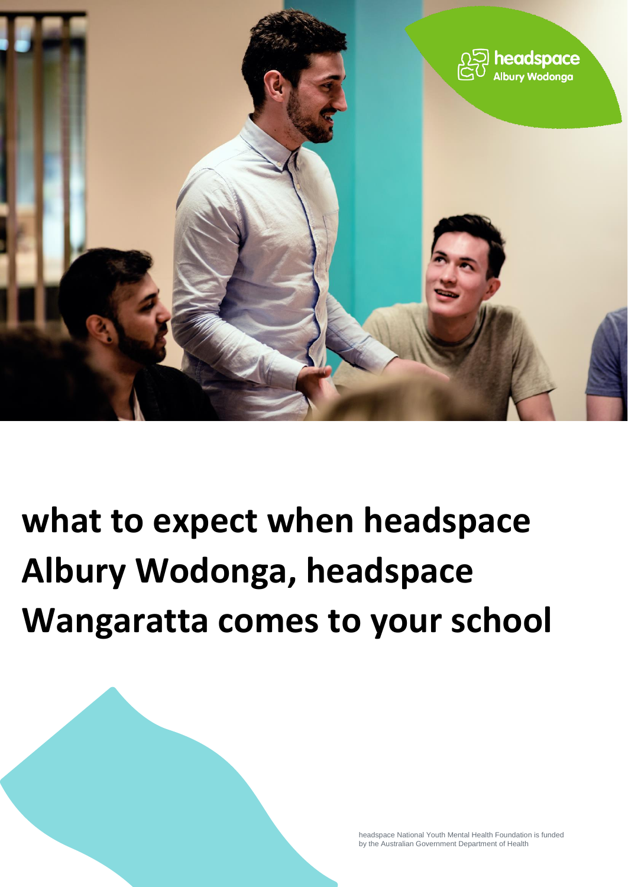headspace Albury Wodonga

# what to expect when headspace Albury Wodonga, headspace Wangaratta comes to your school

headspace National Youth Mental Health Foundation is funded by the Australian Government Department of Health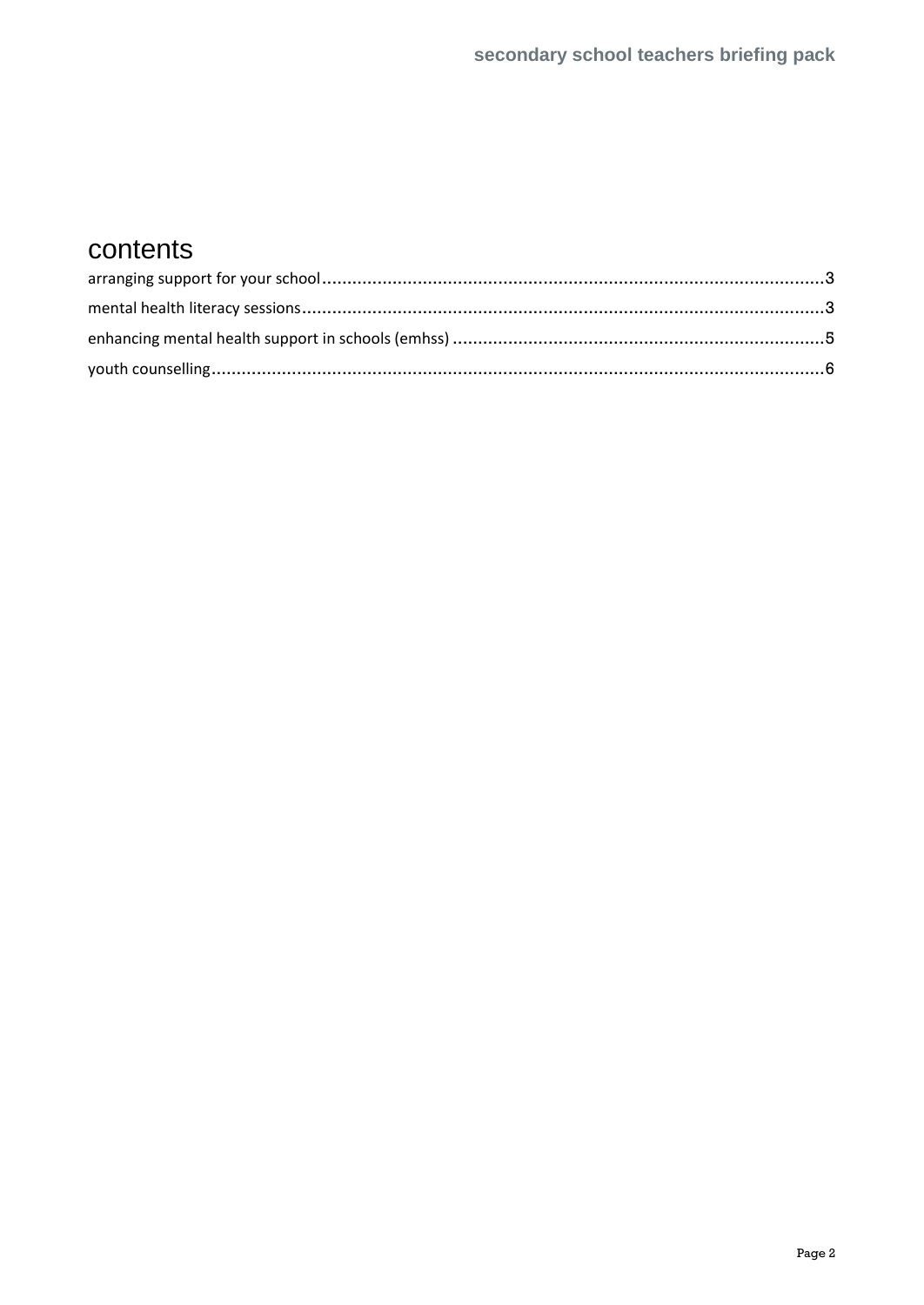# contents

arranging support for your school....................................................................................................3

mental health literacy sessions........................................................................................................3

enhancing mental health support in schools (emhss) ..........................................................................5

youth counselling..........................................................................................................................6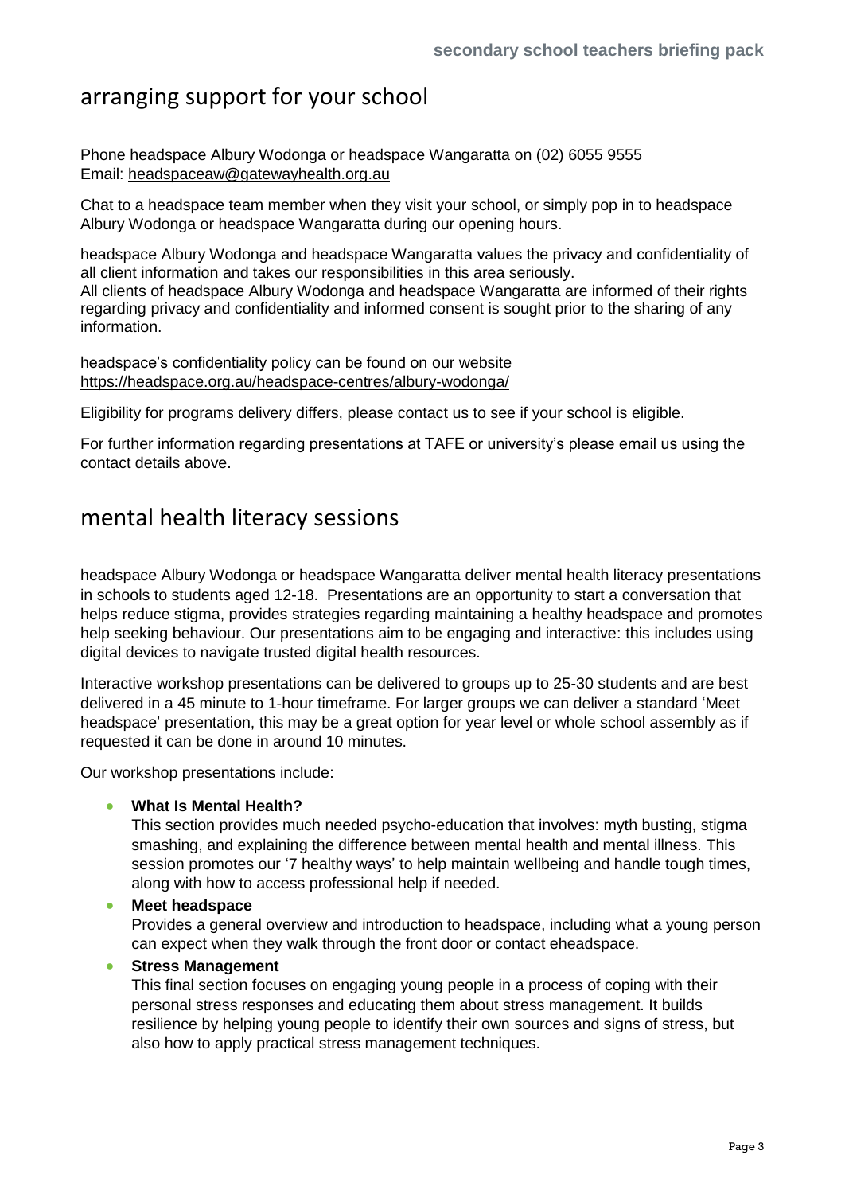## arranging support for your school

Phone headspace Albury Wodonga or headspace Wangaratta on (02) 6055 9555
Email: headspaceaw@gatewayhealth.org.au

Chat to a headspace team member when they visit your school, or simply pop in to headspace Albury Wodonga or headspace Wangaratta during our opening hours.

headspace Albury Wodonga and headspace Wangaratta values the privacy and confidentiality of all client information and takes our responsibilities in this area seriously.
All clients of headspace Albury Wodonga and headspace Wangaratta are informed of their rights regarding privacy and confidentiality and informed consent is sought prior to the sharing of any information.

headspace's confidentiality policy can be found on our website
https://headspace.org.au/headspace-centres/albury-wodonga/

Eligibility for programs delivery differs, please contact us to see if your school is eligible.

For further information regarding presentations at TAFE or university's please email us using the contact details above.

## mental health literacy sessions

headspace Albury Wodonga or headspace Wangaratta deliver mental health literacy presentations in schools to students aged 12-18. Presentations are an opportunity to start a conversation that helps reduce stigma, provides strategies regarding maintaining a healthy headspace and promotes help seeking behaviour. Our presentations aim to be engaging and interactive: this includes using digital devices to navigate trusted digital health resources.

Interactive workshop presentations can be delivered to groups up to 25-30 students and are best delivered in a 45 minute to 1-hour timeframe. For larger groups we can deliver a standard 'Meet headspace' presentation, this may be a great option for year level or whole school assembly as if requested it can be done in around 10 minutes.

Our workshop presentations include:

- **What Is Mental Health?**
  This section provides much needed psycho-education that involves: myth busting, stigma smashing, and explaining the difference between mental health and mental illness. This session promotes our '7 healthy ways' to help maintain wellbeing and handle tough times, along with how to access professional help if needed.
- **Meet headspace**
  Provides a general overview and introduction to headspace, including what a young person can expect when they walk through the front door or contact eheadspace.
- **Stress Management**
  This final section focuses on engaging young people in a process of coping with their personal stress responses and educating them about stress management. It builds resilience by helping young people to identify their own sources and signs of stress, but also how to apply practical stress management techniques.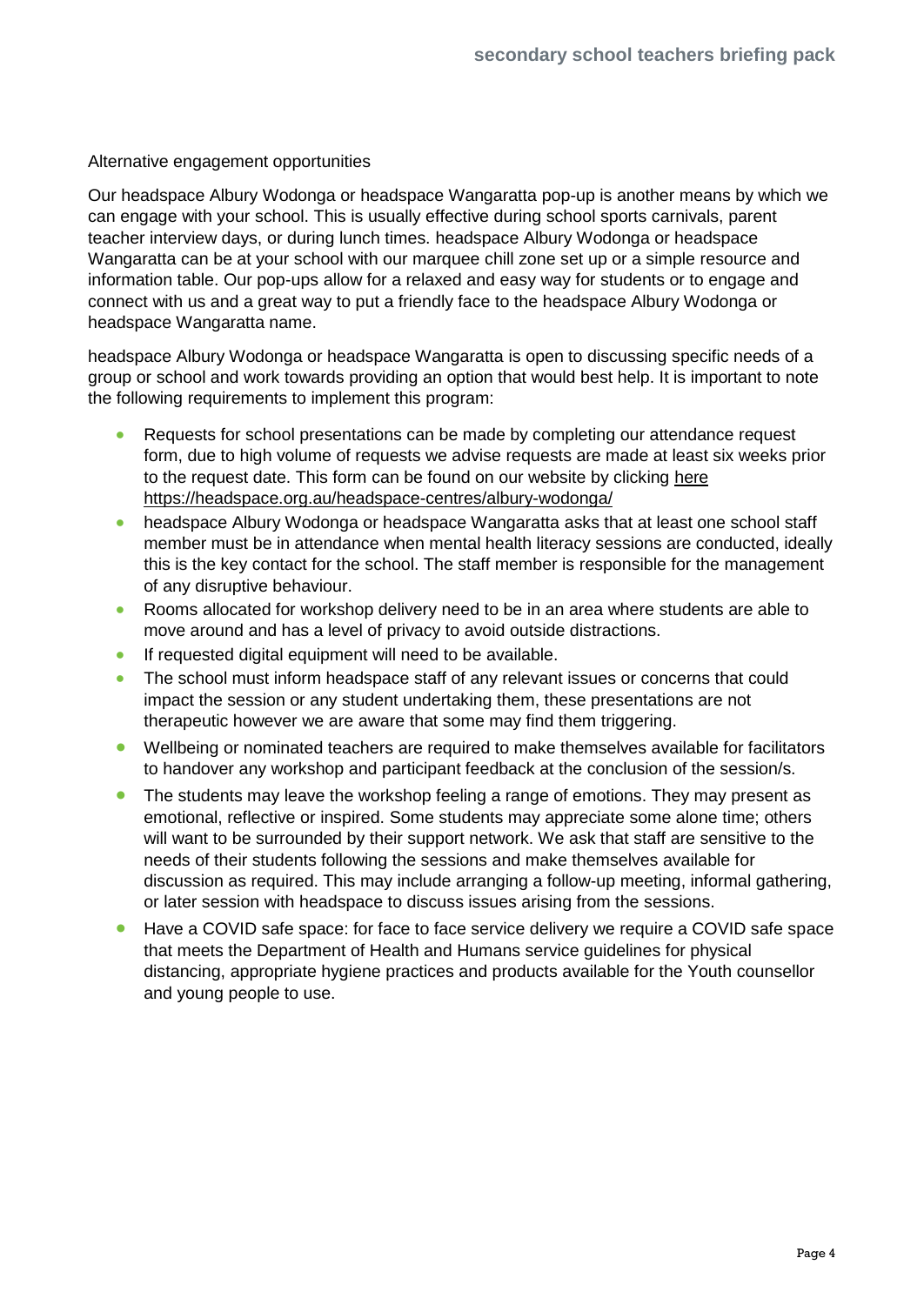Alternative engagement opportunities

Our headspace Albury Wodonga or headspace Wangaratta pop-up is another means by which we can engage with your school. This is usually effective during school sports carnivals, parent teacher interview days, or during lunch times. headspace Albury Wodonga or headspace Wangaratta can be at your school with our marquee chill zone set up or a simple resource and information table. Our pop-ups allow for a relaxed and easy way for students or to engage and connect with us and a great way to put a friendly face to the headspace Albury Wodonga or headspace Wangaratta name.

headspace Albury Wodonga or headspace Wangaratta is open to discussing specific needs of a group or school and work towards providing an option that would best help. It is important to note the following requirements to implement this program:

- Requests for school presentations can be made by completing our attendance request form, due to high volume of requests we advise requests are made at least six weeks prior to the request date. This form can be found on our website by clicking [here](https://headspace.org.au/headspace-centres/albury-wodonga/) https://headspace.org.au/headspace-centres/albury-wodonga/
- headspace Albury Wodonga or headspace Wangaratta asks that at least one school staff member must be in attendance when mental health literacy sessions are conducted, ideally this is the key contact for the school. The staff member is responsible for the management of any disruptive behaviour.
- Rooms allocated for workshop delivery need to be in an area where students are able to move around and has a level of privacy to avoid outside distractions.
- If requested digital equipment will need to be available.
- The school must inform headspace staff of any relevant issues or concerns that could impact the session or any student undertaking them, these presentations are not therapeutic however we are aware that some may find them triggering.
- Wellbeing or nominated teachers are required to make themselves available for facilitators to handover any workshop and participant feedback at the conclusion of the session/s.
- The students may leave the workshop feeling a range of emotions. They may present as emotional, reflective or inspired. Some students may appreciate some alone time; others will want to be surrounded by their support network. We ask that staff are sensitive to the needs of their students following the sessions and make themselves available for discussion as required. This may include arranging a follow-up meeting, informal gathering, or later session with headspace to discuss issues arising from the sessions.
- Have a COVID safe space: for face to face service delivery we require a COVID safe space that meets the Department of Health and Humans service guidelines for physical distancing, appropriate hygiene practices and products available for the Youth counsellor and young people to use.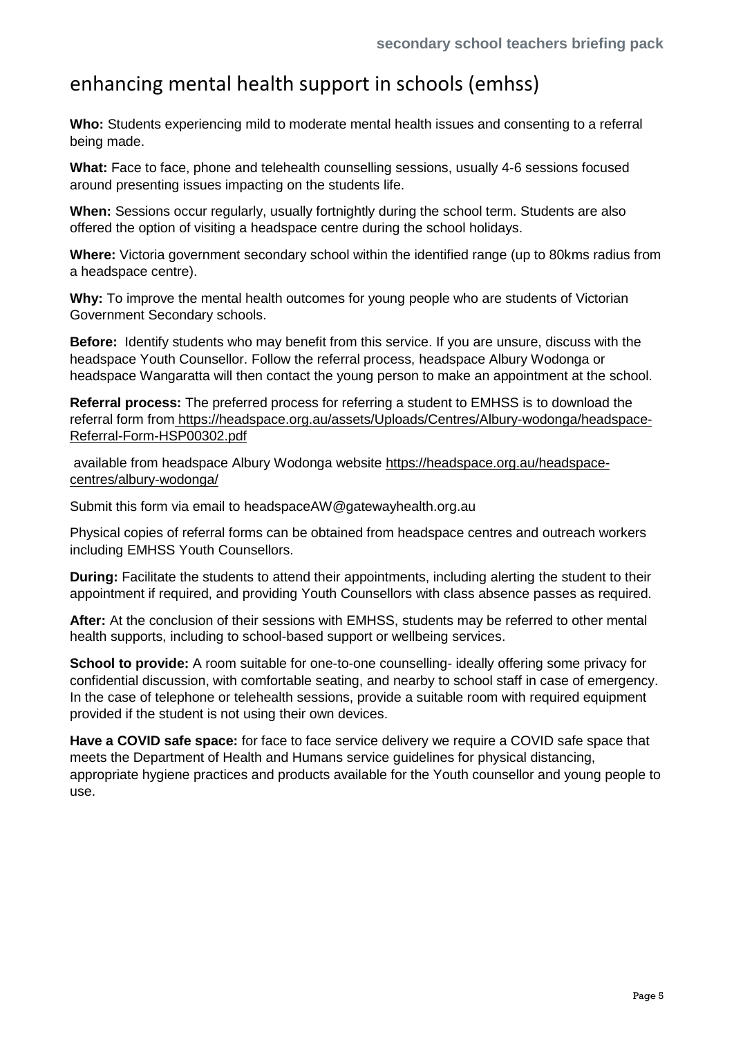# enhancing mental health support in schools (emhss)

**Who:** Students experiencing mild to moderate mental health issues and consenting to a referral being made.

**What:** Face to face, phone and telehealth counselling sessions, usually 4-6 sessions focused around presenting issues impacting on the students life.

**When:** Sessions occur regularly, usually fortnightly during the school term. Students are also offered the option of visiting a headspace centre during the school holidays.

**Where:** Victoria government secondary school within the identified range (up to 80kms radius from a headspace centre).

**Why:** To improve the mental health outcomes for young people who are students of Victorian Government Secondary schools.

**Before:** Identify students who may benefit from this service. If you are unsure, discuss with the headspace Youth Counsellor. Follow the referral process, headspace Albury Wodonga or headspace Wangaratta will then contact the young person to make an appointment at the school.

**Referral process:** The preferred process for referring a student to EMHSS is to download the referral form from https://headspace.org.au/assets/Uploads/Centres/Albury-wodonga/headspace-Referral-Form-HSP00302.pdf

available from headspace Albury Wodonga website https://headspace.org.au/headspace-centres/albury-wodonga/

Submit this form via email to headspaceAW@gatewayhealth.org.au

Physical copies of referral forms can be obtained from headspace centres and outreach workers including EMHSS Youth Counsellors.

**During:** Facilitate the students to attend their appointments, including alerting the student to their appointment if required, and providing Youth Counsellors with class absence passes as required.

**After:** At the conclusion of their sessions with EMHSS, students may be referred to other mental health supports, including to school-based support or wellbeing services.

**School to provide:** A room suitable for one-to-one counselling- ideally offering some privacy for confidential discussion, with comfortable seating, and nearby to school staff in case of emergency. In the case of telephone or telehealth sessions, provide a suitable room with required equipment provided if the student is not using their own devices.

**Have a COVID safe space:** for face to face service delivery we require a COVID safe space that meets the Department of Health and Humans service guidelines for physical distancing, appropriate hygiene practices and products available for the Youth counsellor and young people to use.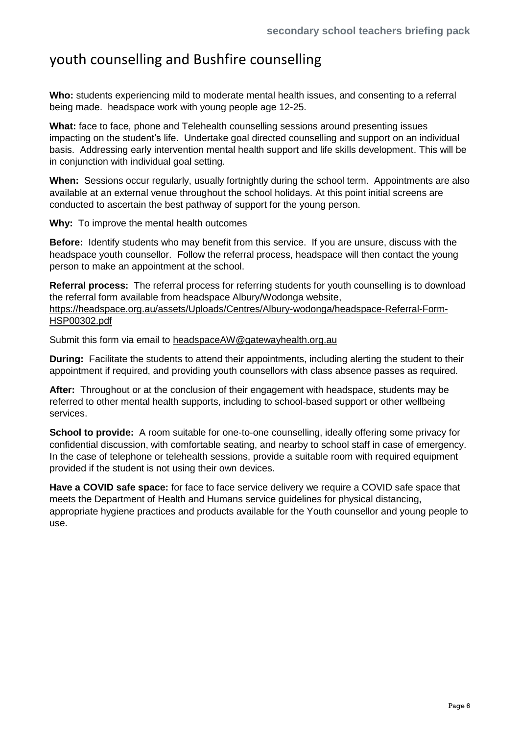# youth counselling and Bushfire counselling

**Who:** students experiencing mild to moderate mental health issues, and consenting to a referral being made. headspace work with young people age 12-25.

**What:** face to face, phone and Telehealth counselling sessions around presenting issues impacting on the student's life. Undertake goal directed counselling and support on an individual basis. Addressing early intervention mental health support and life skills development. This will be in conjunction with individual goal setting.

**When:** Sessions occur regularly, usually fortnightly during the school term. Appointments are also available at an external venue throughout the school holidays. At this point initial screens are conducted to ascertain the best pathway of support for the young person.

**Why:** To improve the mental health outcomes

**Before:** Identify students who may benefit from this service. If you are unsure, discuss with the headspace youth counsellor. Follow the referral process, headspace will then contact the young person to make an appointment at the school.

**Referral process:** The referral process for referring students for youth counselling is to download the referral form available from headspace Albury/Wodonga website, https://headspace.org.au/assets/Uploads/Centres/Albury-wodonga/headspace-Referral-Form-HSP00302.pdf

Submit this form via email to headspaceAW@gatewayhealth.org.au

**During:** Facilitate the students to attend their appointments, including alerting the student to their appointment if required, and providing youth counsellors with class absence passes as required.

**After:** Throughout or at the conclusion of their engagement with headspace, students may be referred to other mental health supports, including to school-based support or other wellbeing services.

**School to provide:** A room suitable for one-to-one counselling, ideally offering some privacy for confidential discussion, with comfortable seating, and nearby to school staff in case of emergency. In the case of telephone or telehealth sessions, provide a suitable room with required equipment provided if the student is not using their own devices.

**Have a COVID safe space:** for face to face service delivery we require a COVID safe space that meets the Department of Health and Humans service guidelines for physical distancing, appropriate hygiene practices and products available for the Youth counsellor and young people to use.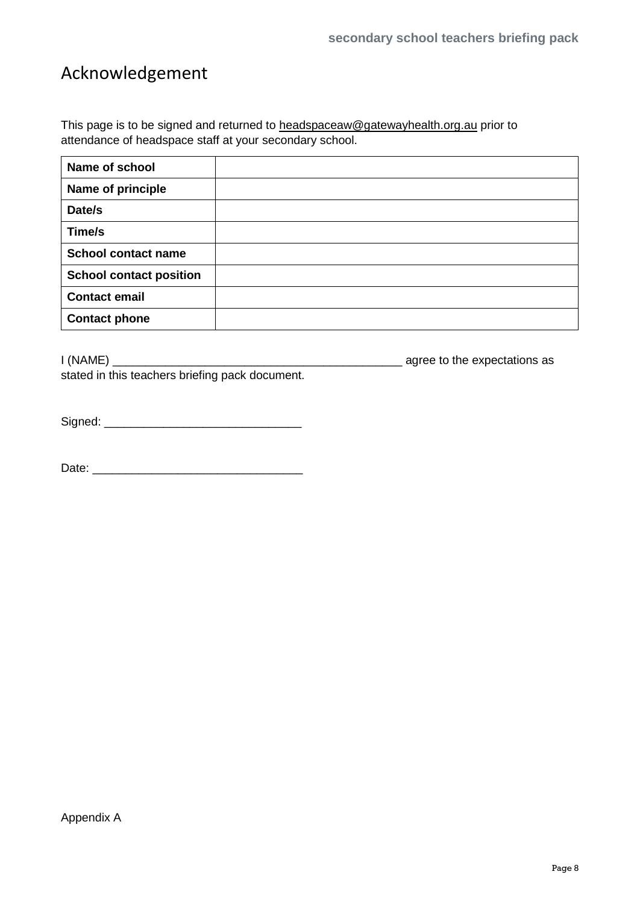# Acknowledgement

This page is to be signed and returned to headspaceaw@gatewayhealth.org.au prior to attendance of headspace staff at your secondary school.

| **Name of school** | |
|---|---|
| **Name of principle** | |
| **Date/s** | |
| **Time/s** | |
| **School contact name** | |
| **School contact position** | |
| **Contact email** | |
| **Contact phone** | |

I (NAME) _____________________________________________ agree to the expectations as stated in this teachers briefing pack document.

Signed: ______________________________

Date: ________________________________

Appendix A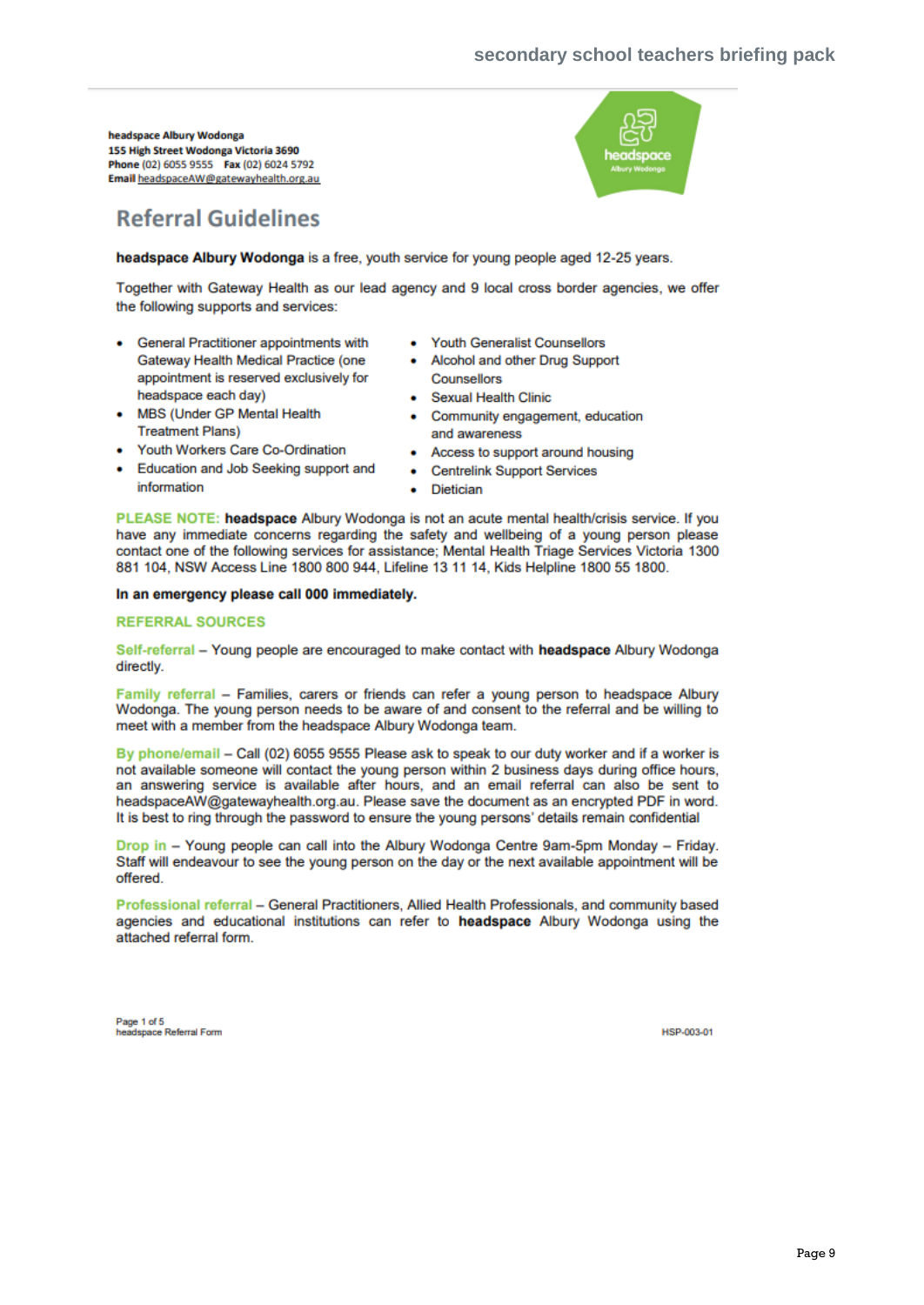**headspace Albury Wodonga**
**155 High Street Wodonga Victoria 3690**
**Phone** (02) 6055 9555 **Fax** (02) 6024 5792
**Email** headspaceAW@gatewayhealth.org.au

# Referral Guidelines

**headspace Albury Wodonga** is a free, youth service for young people aged 12-25 years.

Together with Gateway Health as our lead agency and 9 local cross border agencies, we offer the following supports and services:

- General Practitioner appointments with Gateway Health Medical Practice (one appointment is reserved exclusively for headspace each day)
- MBS (Under GP Mental Health Treatment Plans)
- Youth Workers Care Co-Ordination
- Education and Job Seeking support and information
- Youth Generalist Counsellors
- Alcohol and other Drug Support Counsellors
- Sexual Health Clinic
- Community engagement, education and awareness
- Access to support around housing
- Centrelink Support Services
- Dietician

PLEASE NOTE: **headspace** Albury Wodonga is not an acute mental health/crisis service. If you have any immediate concerns regarding the safety and wellbeing of a young person please contact one of the following services for assistance; Mental Health Triage Services Victoria 1300 881 104, NSW Access Line 1800 800 944, Lifeline 13 11 14, Kids Helpline 1800 55 1800.

**In an emergency please call 000 immediately.**

## REFERRAL SOURCES

Self-referral – Young people are encouraged to make contact with **headspace** Albury Wodonga directly.

Family referral – Families, carers or friends can refer a young person to headspace Albury Wodonga. The young person needs to be aware of and consent to the referral and be willing to meet with a member from the headspace Albury Wodonga team.

By phone/email – Call (02) 6055 9555 Please ask to speak to our duty worker and if a worker is not available someone will contact the young person within 2 business days during office hours, an answering service is available after hours, and an email referral can also be sent to headspaceAW@gatewayhealth.org.au. Please save the document as an encrypted PDF in word. It is best to ring through the password to ensure the young persons' details remain confidential

Drop in – Young people can call into the Albury Wodonga Centre 9am-5pm Monday – Friday. Staff will endeavour to see the young person on the day or the next available appointment will be offered.

Professional referral – General Practitioners, Allied Health Professionals, and community based agencies and educational institutions can refer to **headspace** Albury Wodonga using the attached referral form.

headspace Referral Form HSP-003-01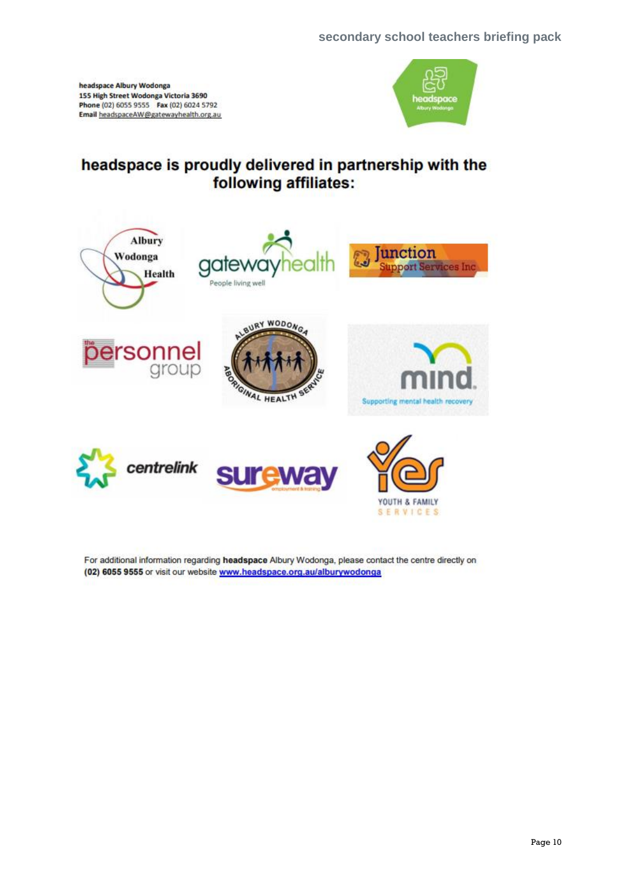**headspace Albury Wodonga**
**155 High Street Wodonga Victoria 3690**
**Phone** (02) 6055 9555 **Fax** (02) 6024 5792
**Email** headspaceAW@gatewayhealth.org.au

## headspace is proudly delivered in partnership with the following affiliates:

For additional information regarding **headspace** Albury Wodonga, please contact the centre directly on **(02) 6055 9555** or visit our website www.headspace.org.au/alburywodonga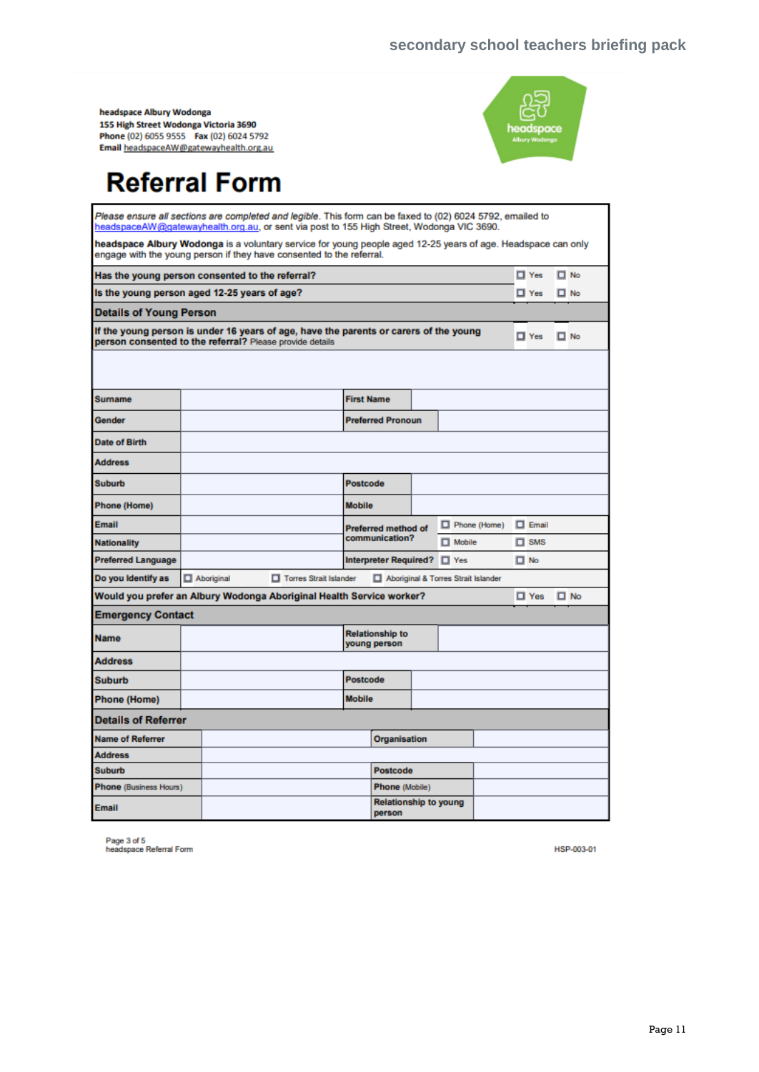**headspace Albury Wodonga**
**155 High Street Wodonga Victoria 3690**
**Phone** (02) 6055 9555 **Fax** (02) 6024 5792
**Email** headspaceAW@gatewayhealth.org.au

# Referral Form

*Please ensure all sections are completed and legible.* This form can be faxed to (02) 6024 5792, emailed to headspaceAW@gatewayhealth.org.au, or sent via post to 155 High Street, Wodonga VIC 3690.

**headspace Albury Wodonga** is a voluntary service for young people aged 12-25 years of age. Headspace can only engage with the young person if they have consented to the referral.

| | | |
|---|---|---|
| **Has the young person consented to the referral?** | ☐ Yes | ☐ No |
| **Is the young person aged 12-25 years of age?** | ☐ Yes | ☐ No |

## Details of Young Person

| | | |
|---|---|---|
| **If the young person is under 16 years of age, have the parents or carers of the young person consented to the referral?** Please provide details | ☐ Yes | ☐ No |
| | | |

| | | | |
|---|---|---|---|
| **Surname** | | **First Name** | |
| **Gender** | | **Preferred Pronoun** | |
| **Date of Birth** | | | |
| **Address** | | | |
| **Suburb** | | **Postcode** | |
| **Phone (Home)** | | **Mobile** | |
| **Email** | | **Preferred method of communication?** | ☐ Phone (Home) ☐ Email |
| **Nationality** | | | ☐ Mobile ☐ SMS |
| **Preferred Language** | | **Interpreter Required?** | ☐ Yes ☐ No |
| **Do you Identify as** | ☐ Aboriginal ☐ Torres Strait Islander ☐ Aboriginal & Torres Strait Islander | | |
| **Would you prefer an Albury Wodonga Aboriginal Health Service worker?** | | | ☐ Yes ☐ No |

## Emergency Contact

| | | | |
|---|---|---|---|
| **Name** | | **Relationship to young person** | |
| **Address** | | | |
| **Suburb** | | **Postcode** | |
| **Phone (Home)** | | **Mobile** | |

## Details of Referrer

| | | | |
|---|---|---|---|
| **Name of Referrer** | | **Organisation** | |
| **Address** | | | |
| **Suburb** | | **Postcode** | |
| **Phone** (Business Hours) | | **Phone** (Mobile) | |
| **Email** | | **Relationship to young person** | |

headspace Referral Form

HSP-003-01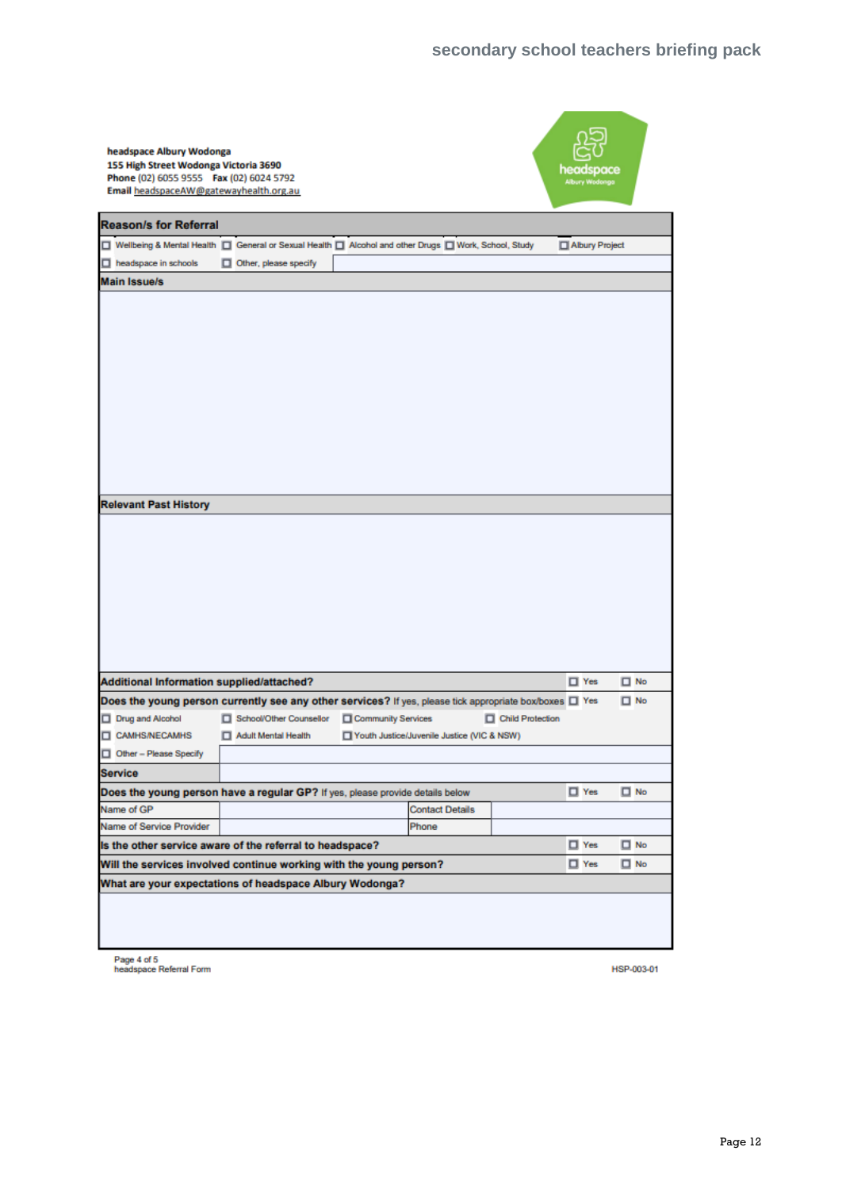**headspace Albury Wodonga**
**155 High Street Wodonga Victoria 3690**
**Phone** (02) 6055 9555 **Fax** (02) 6024 5792
**Email** headspaceAW@gatewayhealth.org.au

| **Reason/s for Referral** | | | | |
|---|---|---|---|---|
| ☐ Wellbeing & Mental Health | ☐ General or Sexual Health | ☐ Alcohol and other Drugs | ☐ Work, School, Study | ☐ Albury Project |
| ☐ headspace in schools | ☐ Other, please specify | | | |

| **Main Issue/s** |
|---|
| |

| **Relevant Past History** |
|---|
| |

| | | | | |
|---|---|---|---|---|
| **Additional Information supplied/attached?** | | | ☐ Yes | ☐ No |
| **Does the young person currently see any other services?** If yes, please tick appropriate box/boxes | | | ☐ Yes | ☐ No |
| ☐ Drug and Alcohol | ☐ School/Other Counsellor | ☐ Community Services | ☐ Child Protection | |
| ☐ CAMHS/NECAMHS | ☐ Adult Mental Health | ☐ Youth Justice/Juvenile Justice (VIC & NSW) | | |
| ☐ Other – Please Specify | | | | |
| **Service** | | | | |
| **Does the young person have a regular GP?** If yes, please provide details below | | | ☐ Yes | ☐ No |
| Name of GP | | Contact Details | | |
| Name of Service Provider | | Phone | | |
| **Is the other service aware of the referral to headspace?** | | | ☐ Yes | ☐ No |
| **Will the services involved continue working with the young person?** | | | ☐ Yes | ☐ No |
| **What are your expectations of headspace Albury Wodonga?** | | | | |
| | | | | |

headspace Referral Form

HSP-003-01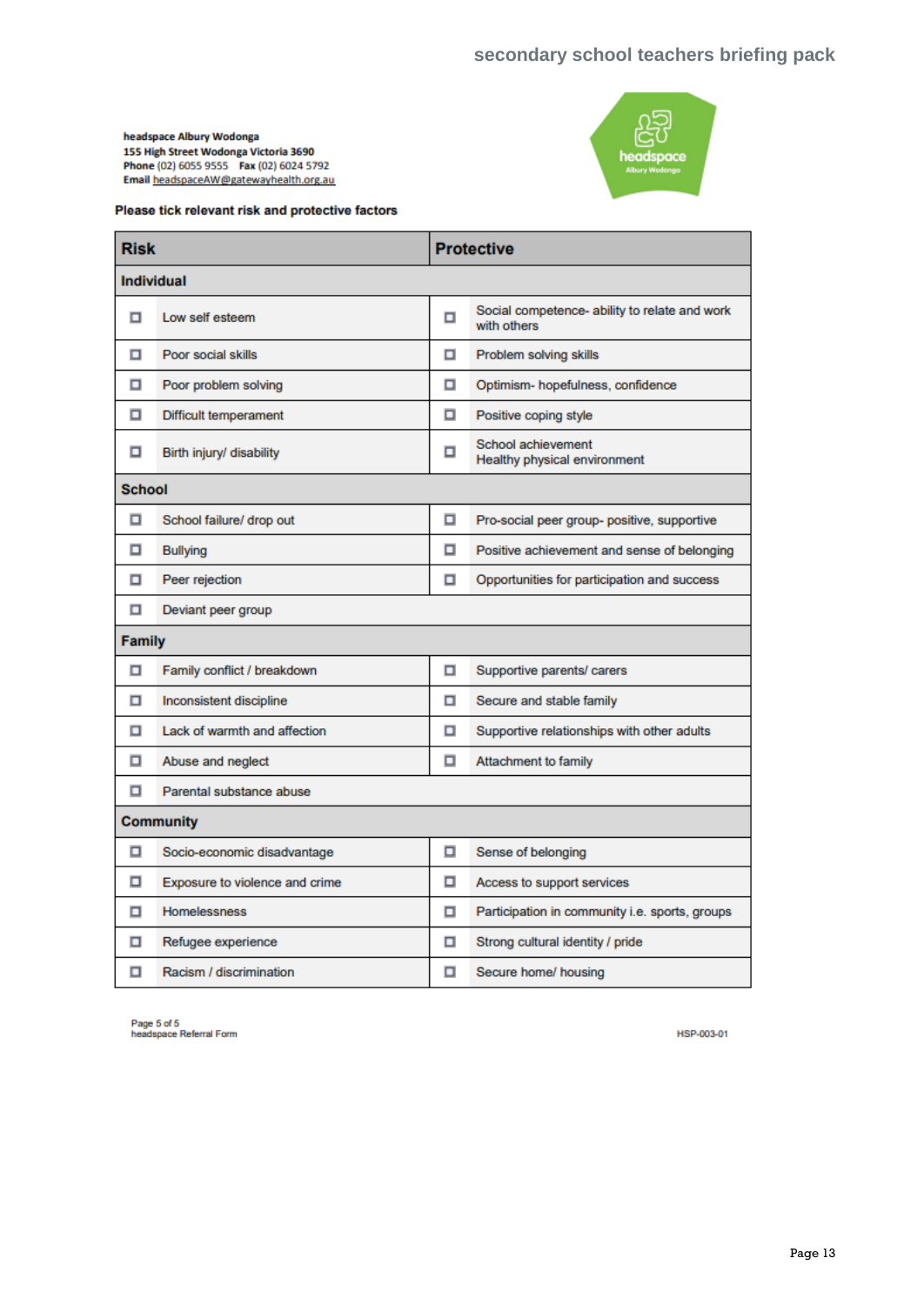**headspace Albury Wodonga**
**155 High Street Wodonga Victoria 3690**
**Phone** (02) 6055 9555 **Fax** (02) 6024 5792
**Email** headspaceAW@gatewayhealth.org.au

**Please tick relevant risk and protective factors**

| | Risk | | Protective |
|---|---|---|---|
| **Individual** | | | |
| ☐ | Low self esteem | ☐ | Social competence- ability to relate and work with others |
| ☐ | Poor social skills | ☐ | Problem solving skills |
| ☐ | Poor problem solving | ☐ | Optimism- hopefulness, confidence |
| ☐ | Difficult temperament | ☐ | Positive coping style |
| ☐ | Birth injury/ disability | ☐ | School achievement<br>Healthy physical environment |
| **School** | | | |
| ☐ | School failure/ drop out | ☐ | Pro-social peer group- positive, supportive |
| ☐ | Bullying | ☐ | Positive achievement and sense of belonging |
| ☐ | Peer rejection | ☐ | Opportunities for participation and success |
| ☐ | Deviant peer group | | |
| **Family** | | | |
| ☐ | Family conflict / breakdown | ☐ | Supportive parents/ carers |
| ☐ | Inconsistent discipline | ☐ | Secure and stable family |
| ☐ | Lack of warmth and affection | ☐ | Supportive relationships with other adults |
| ☐ | Abuse and neglect | ☐ | Attachment to family |
| ☐ | Parental substance abuse | | |
| **Community** | | | |
| ☐ | Socio-economic disadvantage | ☐ | Sense of belonging |
| ☐ | Exposure to violence and crime | ☐ | Access to support services |
| ☐ | Homelessness | ☐ | Participation in community i.e. sports, groups |
| ☐ | Refugee experience | ☐ | Strong cultural identity / pride |
| ☐ | Racism / discrimination | ☐ | Secure home/ housing |

headspace Referral Form

HSP-003-01